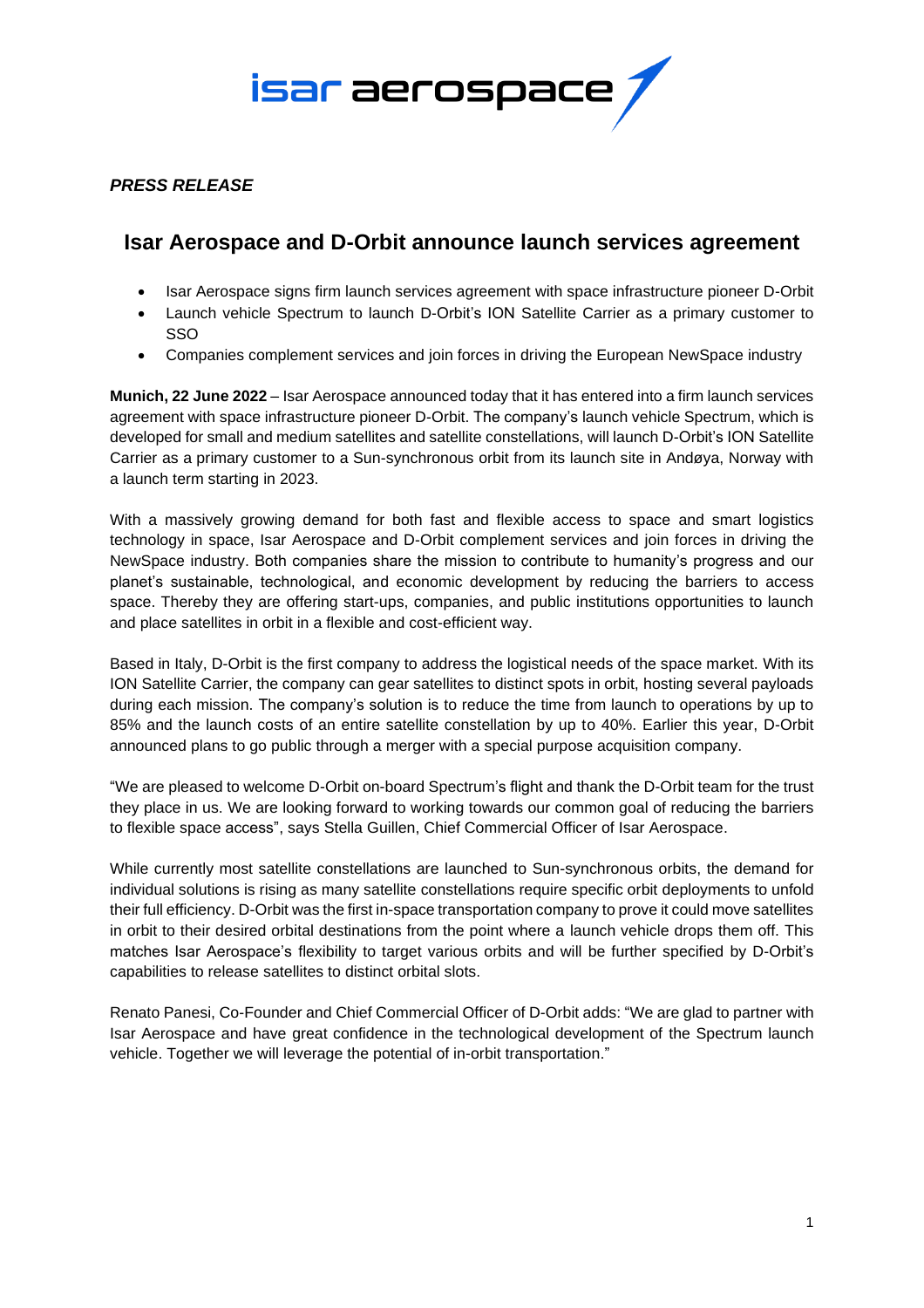*PRESS RELEASE*

# Isar Aerospace and D-Orbit announce launch services agreement

- Isar Aerospace signs firm launch services agreement with space infrastructure pioneer D-Orbit
- Launch vehicle Spectrum to launch D-Orbit's ION Satellite Carrier as a primary customer to SSO
- Companies complement services and join forces in driving the European NewSpace industry

**Munich, 22 June 2022** – Isar Aerospace announced today that it has entered into a firm launch services agreement with space infrastructure pioneer D-Orbit. The company's launch vehicle Spectrum, which is developed for small and medium satellites and satellite constellations, will launch D-Orbit's ION Satellite Carrier as a primary customer to a Sun-synchronous orbit from its launch site in Andøya, Norway with a launch term starting in 2023.

With a massively growing demand for both fast and flexible access to space and smart logistics technology in space, Isar Aerospace and D-Orbit complement services and join forces in driving the NewSpace industry. Both companies share the mission to contribute to humanity's progress and our planet's sustainable, technological, and economic development by reducing the barriers to access space. Thereby they are offering start-ups, companies, and public institutions opportunities to launch and place satellites in orbit in a flexible and cost-efficient way.

Based in Italy, D-Orbit is the first company to address the logistical needs of the space market. With its ION Satellite Carrier, the company can gear satellites to distinct spots in orbit, hosting several payloads during each mission. The company's solution is to reduce the time from launch to operations by up to 85% and the launch costs of an entire satellite constellation by up to 40%. Earlier this year, D-Orbit announced plans to go public through a merger with a special purpose acquisition company.

"We are pleased to welcome D-Orbit on-board Spectrum's flight and thank the D-Orbit team for the trust they place in us. We are looking forward to working towards our common goal of reducing the barriers to flexible space access", says Stella Guillen, Chief Commercial Officer of Isar Aerospace.

While currently most satellite constellations are launched to Sun-synchronous orbits, the demand for individual solutions is rising as many satellite constellations require specific orbit deployments to unfold their full efficiency. D-Orbit was the first in-space transportation company to prove it could move satellites in orbit to their desired orbital destinations from the point where a launch vehicle drops them off. This matches Isar Aerospace's flexibility to target various orbits and will be further specified by D-Orbit's capabilities to release satellites to distinct orbital slots.

Renato Panesi, Co-Founder and Chief Commercial Officer of D-Orbit adds: "We are glad to partner with Isar Aerospace and have great confidence in the technological development of the Spectrum launch vehicle. Together we will leverage the potential of in-orbit transportation."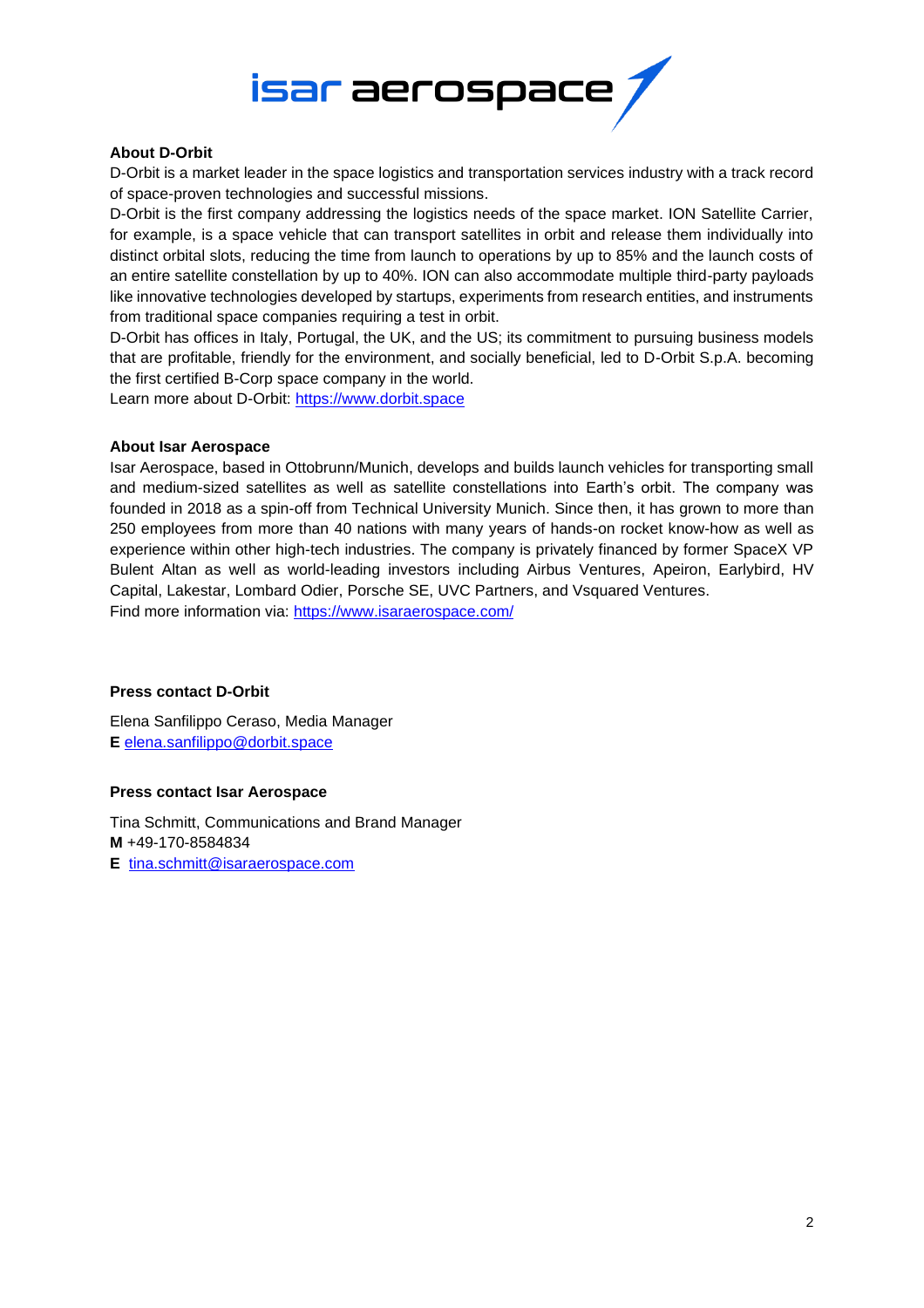**About D-Orbit**

D-Orbit is a market leader in the space logistics and transportation services industry with a track record of space-proven technologies and successful missions.

D-Orbit is the first company addressing the logistics needs of the space market. ION Satellite Carrier, for example, is a space vehicle that can transport satellites in orbit and release them individually into distinct orbital slots, reducing the time from launch to operations by up to 85% and the launch costs of an entire satellite constellation by up to 40%. ION can also accommodate multiple third-party payloads like innovative technologies developed by startups, experiments from research entities, and instruments from traditional space companies requiring a test in orbit.

D-Orbit has offices in Italy, Portugal, the UK, and the US; its commitment to pursuing business models that are profitable, friendly for the environment, and socially beneficial, led to D-Orbit S.p.A. becoming the first certified B-Corp space company in the world.

Learn more about D-Orbit: https://www.dorbit.space

**About Isar Aerospace**

Isar Aerospace, based in Ottobrunn/Munich, develops and builds launch vehicles for transporting small and medium-sized satellites as well as satellite constellations into Earth's orbit. The company was founded in 2018 as a spin-off from Technical University Munich. Since then, it has grown to more than 250 employees from more than 40 nations with many years of hands-on rocket know-how as well as experience within other high-tech industries. The company is privately financed by former SpaceX VP Bulent Altan as well as world-leading investors including Airbus Ventures, Apeiron, Earlybird, HV Capital, Lakestar, Lombard Odier, Porsche SE, UVC Partners, and Vsquared Ventures.

Find more information via: https://www.isaraerospace.com/

**Press contact D-Orbit**

Elena Sanfilippo Ceraso, Media Manager
**E** elena.sanfilippo@dorbit.space

**Press contact Isar Aerospace**

Tina Schmitt, Communications and Brand Manager
**M** +49-170-8584834
**E** tina.schmitt@isaraerospace.com